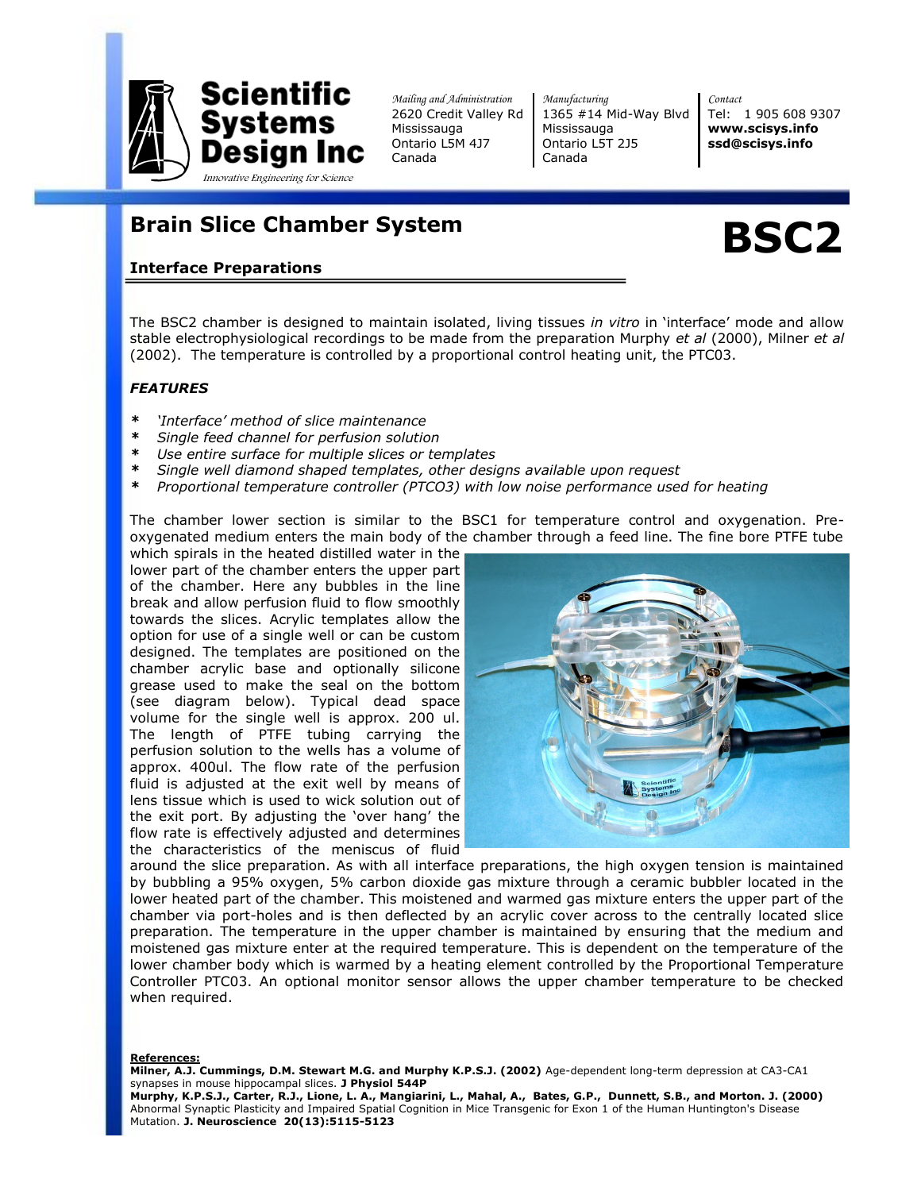# Scientific Systems Design Inc

*Innovative Engineering for Science*

*Mailing and Administration*
2620 Credit Valley Rd
Mississauga
Ontario L5M 4J7
Canada

*Manufacturing*
1365 #14 Mid-Way Blvd
Mississauga
Ontario L5T 2J5
Canada

*Contact*
Tel: 1 905 608 9307
**www.scisys.info**
**ssd@scisys.info**

## Brain Slice Chamber System

# BSC2

### Interface Preparations

The BSC2 chamber is designed to maintain isolated, living tissues *in vitro* in 'interface' mode and allow stable electrophysiological recordings to be made from the preparation Murphy *et al* (2000), Milner *et al* (2002). The temperature is controlled by a proportional control heating unit, the PTC03.

### *FEATURES*

* *'Interface' method of slice maintenance*
* *Single feed channel for perfusion solution*
* *Use entire surface for multiple slices or templates*
* *Single well diamond shaped templates, other designs available upon request*
* *Proportional temperature controller (PTCO3) with low noise performance used for heating*

The chamber lower section is similar to the BSC1 for temperature control and oxygenation. Pre-oxygenated medium enters the main body of the chamber through a feed line. The fine bore PTFE tube which spirals in the heated distilled water in the lower part of the chamber enters the upper part of the chamber. Here any bubbles in the line break and allow perfusion fluid to flow smoothly towards the slices. Acrylic templates allow the option for use of a single well or can be custom designed. The templates are positioned on the chamber acrylic base and optionally silicone grease used to make the seal on the bottom (see diagram below). Typical dead space volume for the single well is approx. 200 ul. The length of PTFE tubing carrying the perfusion solution to the wells has a volume of approx. 400ul. The flow rate of the perfusion fluid is adjusted at the exit well by means of lens tissue which is used to wick solution out of the exit port. By adjusting the 'over hang' the flow rate is effectively adjusted and determines the characteristics of the meniscus of fluid around the slice preparation. As with all interface preparations, the high oxygen tension is maintained by bubbling a 95% oxygen, 5% carbon dioxide gas mixture through a ceramic bubbler located in the lower heated part of the chamber. This moistened and warmed gas mixture enters the upper part of the chamber via port-holes and is then deflected by an acrylic cover across to the centrally located slice preparation. The temperature in the upper chamber is maintained by ensuring that the medium and moistened gas mixture enter at the required temperature. This is dependent on the temperature of the lower chamber body which is warmed by a heating element controlled by the Proportional Temperature Controller PTC03. An optional monitor sensor allows the upper chamber temperature to be checked when required.

**References:**

**Milner, A.J. Cummings, D.M. Stewart M.G. and Murphy K.P.S.J. (2002)** Age-dependent long-term depression at CA3-CA1 synapses in mouse hippocampal slices. **J Physiol 544P**

**Murphy, K.P.S.J., Carter, R.J., Lione, L. A., Mangiarini, L., Mahal, A., Bates, G.P., Dunnett, S.B., and Morton. J. (2000)** Abnormal Synaptic Plasticity and Impaired Spatial Cognition in Mice Transgenic for Exon 1 of the Human Huntington's Disease Mutation. **J. Neuroscience 20(13):5115-5123**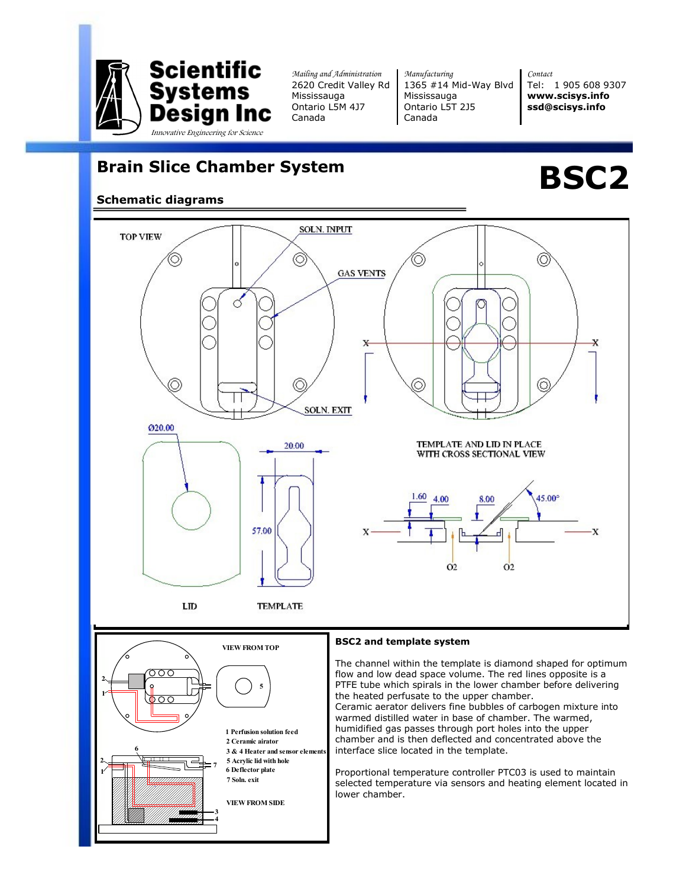# Scientific Systems Design Inc

*Innovative Engineering for Science*

*Mailing and Administration*
2620 Credit Valley Rd
Mississauga
Ontario L5M 4J7
Canada

*Manufacturing*
1365 #14 Mid-Way Blvd
Mississauga
Ontario L5T 2J5
Canada

*Contact*
Tel: 1 905 608 9307
**www.scisys.info**
**ssd@scisys.info**

## Brain Slice Chamber System

# BSC2

### Schematic diagrams

TOP VIEW

SOLN. INPUT

GAS VENTS

SOLN. EXIT

X

X

Ø20.00

20.00

57.00

LID

TEMPLATE

TEMPLATE AND LID IN PLACE
WITH CROSS SECTIONAL VIEW

1.60

4.00

8.00

45.00°

X

X

O2

O2

VIEW FROM TOP

5

1 Perfusion solution feed
2 Ceramic airator
3 & 4 Heater and sensor elements
5 Acrylic lid with hole
6 Deflector plate
7 Soln. exit

VIEW FROM SIDE

### BSC2 and template system

The channel within the template is diamond shaped for optimum flow and low dead space volume. The red lines opposite is a PTFE tube which spirals in the lower chamber before delivering the heated perfusate to the upper chamber.
Ceramic aerator delivers fine bubbles of carbogen mixture into warmed distilled water in base of chamber. The warmed, humidified gas passes through port holes into the upper chamber and is then deflected and concentrated above the interface slice located in the template.

Proportional temperature controller PTC03 is used to maintain selected temperature via sensors and heating element located in lower chamber.